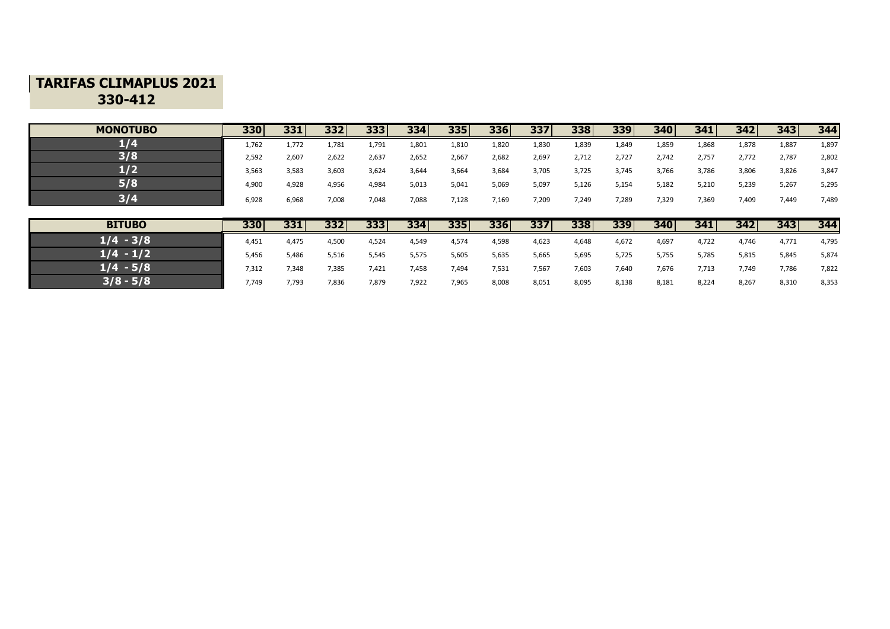# TARIFAS CLIMAPLUS 2021
## 330-412

| MONOTUBO | 330 | 331 | 332 | 333 | 334 | 335 | 336 | 337 | 338 | 339 | 340 | 341 | 342 | 343 | 344 |
|---|---|---|---|---|---|---|---|---|---|---|---|---|---|---|---|
| 1/4 | 1,762 | 1,772 | 1,781 | 1,791 | 1,801 | 1,810 | 1,820 | 1,830 | 1,839 | 1,849 | 1,859 | 1,868 | 1,878 | 1,887 | 1,897 |
| 3/8 | 2,592 | 2,607 | 2,622 | 2,637 | 2,652 | 2,667 | 2,682 | 2,697 | 2,712 | 2,727 | 2,742 | 2,757 | 2,772 | 2,787 | 2,802 |
| 1/2 | 3,563 | 3,583 | 3,603 | 3,624 | 3,644 | 3,664 | 3,684 | 3,705 | 3,725 | 3,745 | 3,766 | 3,786 | 3,806 | 3,826 | 3,847 |
| 5/8 | 4,900 | 4,928 | 4,956 | 4,984 | 5,013 | 5,041 | 5,069 | 5,097 | 5,126 | 5,154 | 5,182 | 5,210 | 5,239 | 5,267 | 5,295 |
| 3/4 | 6,928 | 6,968 | 7,008 | 7,048 | 7,088 | 7,128 | 7,169 | 7,209 | 7,249 | 7,289 | 7,329 | 7,369 | 7,409 | 7,449 | 7,489 |

| BITUBO | 330 | 331 | 332 | 333 | 334 | 335 | 336 | 337 | 338 | 339 | 340 | 341 | 342 | 343 | 344 |
|---|---|---|---|---|---|---|---|---|---|---|---|---|---|---|---|
| 1/4 - 3/8 | 4,451 | 4,475 | 4,500 | 4,524 | 4,549 | 4,574 | 4,598 | 4,623 | 4,648 | 4,672 | 4,697 | 4,722 | 4,746 | 4,771 | 4,795 |
| 1/4 - 1/2 | 5,456 | 5,486 | 5,516 | 5,545 | 5,575 | 5,605 | 5,635 | 5,665 | 5,695 | 5,725 | 5,755 | 5,785 | 5,815 | 5,845 | 5,874 |
| 1/4 - 5/8 | 7,312 | 7,348 | 7,385 | 7,421 | 7,458 | 7,494 | 7,531 | 7,567 | 7,603 | 7,640 | 7,676 | 7,713 | 7,749 | 7,786 | 7,822 |
| 3/8 - 5/8 | 7,749 | 7,793 | 7,836 | 7,879 | 7,922 | 7,965 | 8,008 | 8,051 | 8,095 | 8,138 | 8,181 | 8,224 | 8,267 | 8,310 | 8,353 |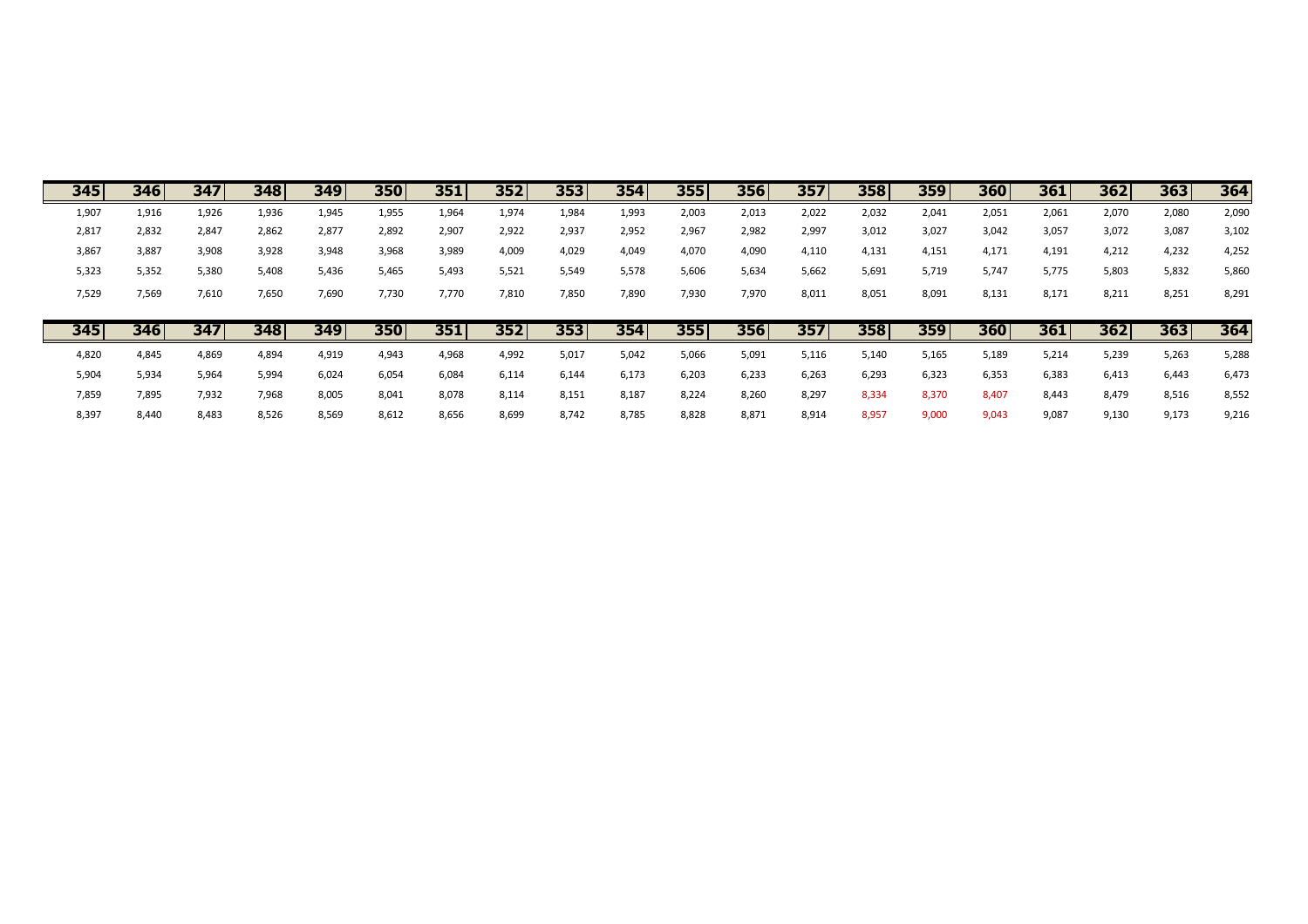| 345 | 346 | 347 | 348 | 349 | 350 | 351 | 352 | 353 | 354 | 355 | 356 | 357 | 358 | 359 | 360 | 361 | 362 | 363 | 364 |
|---|---|---|---|---|---|---|---|---|---|---|---|---|---|---|---|---|---|---|---|
| 1,907 | 1,916 | 1,926 | 1,936 | 1,945 | 1,955 | 1,964 | 1,974 | 1,984 | 1,993 | 2,003 | 2,013 | 2,022 | 2,032 | 2,041 | 2,051 | 2,061 | 2,070 | 2,080 | 2,090 |
| 2,817 | 2,832 | 2,847 | 2,862 | 2,877 | 2,892 | 2,907 | 2,922 | 2,937 | 2,952 | 2,967 | 2,982 | 2,997 | 3,012 | 3,027 | 3,042 | 3,057 | 3,072 | 3,087 | 3,102 |
| 3,867 | 3,887 | 3,908 | 3,928 | 3,948 | 3,968 | 3,989 | 4,009 | 4,029 | 4,049 | 4,070 | 4,090 | 4,110 | 4,131 | 4,151 | 4,171 | 4,191 | 4,212 | 4,232 | 4,252 |
| 5,323 | 5,352 | 5,380 | 5,408 | 5,436 | 5,465 | 5,493 | 5,521 | 5,549 | 5,578 | 5,606 | 5,634 | 5,662 | 5,691 | 5,719 | 5,747 | 5,775 | 5,803 | 5,832 | 5,860 |
| 7,529 | 7,569 | 7,610 | 7,650 | 7,690 | 7,730 | 7,770 | 7,810 | 7,850 | 7,890 | 7,930 | 7,970 | 8,011 | 8,051 | 8,091 | 8,131 | 8,171 | 8,211 | 8,251 | 8,291 |

| 345 | 346 | 347 | 348 | 349 | 350 | 351 | 352 | 353 | 354 | 355 | 356 | 357 | 358 | 359 | 360 | 361 | 362 | 363 | 364 |
|---|---|---|---|---|---|---|---|---|---|---|---|---|---|---|---|---|---|---|---|
| 4,820 | 4,845 | 4,869 | 4,894 | 4,919 | 4,943 | 4,968 | 4,992 | 5,017 | 5,042 | 5,066 | 5,091 | 5,116 | 5,140 | 5,165 | 5,189 | 5,214 | 5,239 | 5,263 | 5,288 |
| 5,904 | 5,934 | 5,964 | 5,994 | 6,024 | 6,054 | 6,084 | 6,114 | 6,144 | 6,173 | 6,203 | 6,233 | 6,263 | 6,293 | 6,323 | 6,353 | 6,383 | 6,413 | 6,443 | 6,473 |
| 7,859 | 7,895 | 7,932 | 7,968 | 8,005 | 8,041 | 8,078 | 8,114 | 8,151 | 8,187 | 8,224 | 8,260 | 8,297 | 8,334 | 8,370 | 8,407 | 8,443 | 8,479 | 8,516 | 8,552 |
| 8,397 | 8,440 | 8,483 | 8,526 | 8,569 | 8,612 | 8,656 | 8,699 | 8,742 | 8,785 | 8,828 | 8,871 | 8,914 | 8,957 | 9,000 | 9,043 | 9,087 | 9,130 | 9,173 | 9,216 |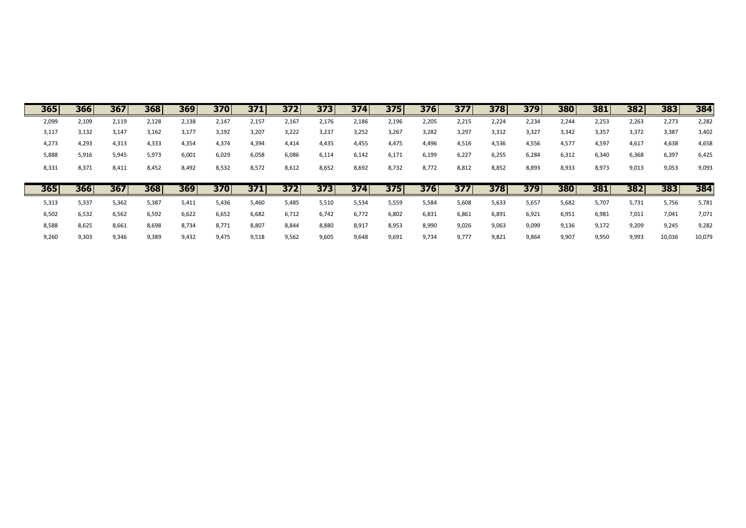| 365 | 366 | 367 | 368 | 369 | 370 | 371 | 372 | 373 | 374 | 375 | 376 | 377 | 378 | 379 | 380 | 381 | 382 | 383 | 384 |
|---|---|---|---|---|---|---|---|---|---|---|---|---|---|---|---|---|---|---|---|
| 2,099 | 2,109 | 2,119 | 2,128 | 2,138 | 2,147 | 2,157 | 2,167 | 2,176 | 2,186 | 2,196 | 2,205 | 2,215 | 2,224 | 2,234 | 2,244 | 2,253 | 2,263 | 2,273 | 2,282 |
| 3,117 | 3,132 | 3,147 | 3,162 | 3,177 | 3,192 | 3,207 | 3,222 | 3,237 | 3,252 | 3,267 | 3,282 | 3,297 | 3,312 | 3,327 | 3,342 | 3,357 | 3,372 | 3,387 | 3,402 |
| 4,273 | 4,293 | 4,313 | 4,333 | 4,354 | 4,374 | 4,394 | 4,414 | 4,435 | 4,455 | 4,475 | 4,496 | 4,516 | 4,536 | 4,556 | 4,577 | 4,597 | 4,617 | 4,638 | 4,658 |
| 5,888 | 5,916 | 5,945 | 5,973 | 6,001 | 6,029 | 6,058 | 6,086 | 6,114 | 6,142 | 6,171 | 6,199 | 6,227 | 6,255 | 6,284 | 6,312 | 6,340 | 6,368 | 6,397 | 6,425 |
| 8,331 | 8,371 | 8,411 | 8,452 | 8,492 | 8,532 | 8,572 | 8,612 | 8,652 | 8,692 | 8,732 | 8,772 | 8,812 | 8,852 | 8,893 | 8,933 | 8,973 | 9,013 | 9,053 | 9,093 |

| 365 | 366 | 367 | 368 | 369 | 370 | 371 | 372 | 373 | 374 | 375 | 376 | 377 | 378 | 379 | 380 | 381 | 382 | 383 | 384 |
|---|---|---|---|---|---|---|---|---|---|---|---|---|---|---|---|---|---|---|---|
| 5,313 | 5,337 | 5,362 | 5,387 | 5,411 | 5,436 | 5,460 | 5,485 | 5,510 | 5,534 | 5,559 | 5,584 | 5,608 | 5,633 | 5,657 | 5,682 | 5,707 | 5,731 | 5,756 | 5,781 |
| 6,502 | 6,532 | 6,562 | 6,592 | 6,622 | 6,652 | 6,682 | 6,712 | 6,742 | 6,772 | 6,802 | 6,831 | 6,861 | 6,891 | 6,921 | 6,951 | 6,981 | 7,011 | 7,041 | 7,071 |
| 8,588 | 8,625 | 8,661 | 8,698 | 8,734 | 8,771 | 8,807 | 8,844 | 8,880 | 8,917 | 8,953 | 8,990 | 9,026 | 9,063 | 9,099 | 9,136 | 9,172 | 9,209 | 9,245 | 9,282 |
| 9,260 | 9,303 | 9,346 | 9,389 | 9,432 | 9,475 | 9,518 | 9,562 | 9,605 | 9,648 | 9,691 | 9,734 | 9,777 | 9,821 | 9,864 | 9,907 | 9,950 | 9,993 | 10,036 | 10,079 |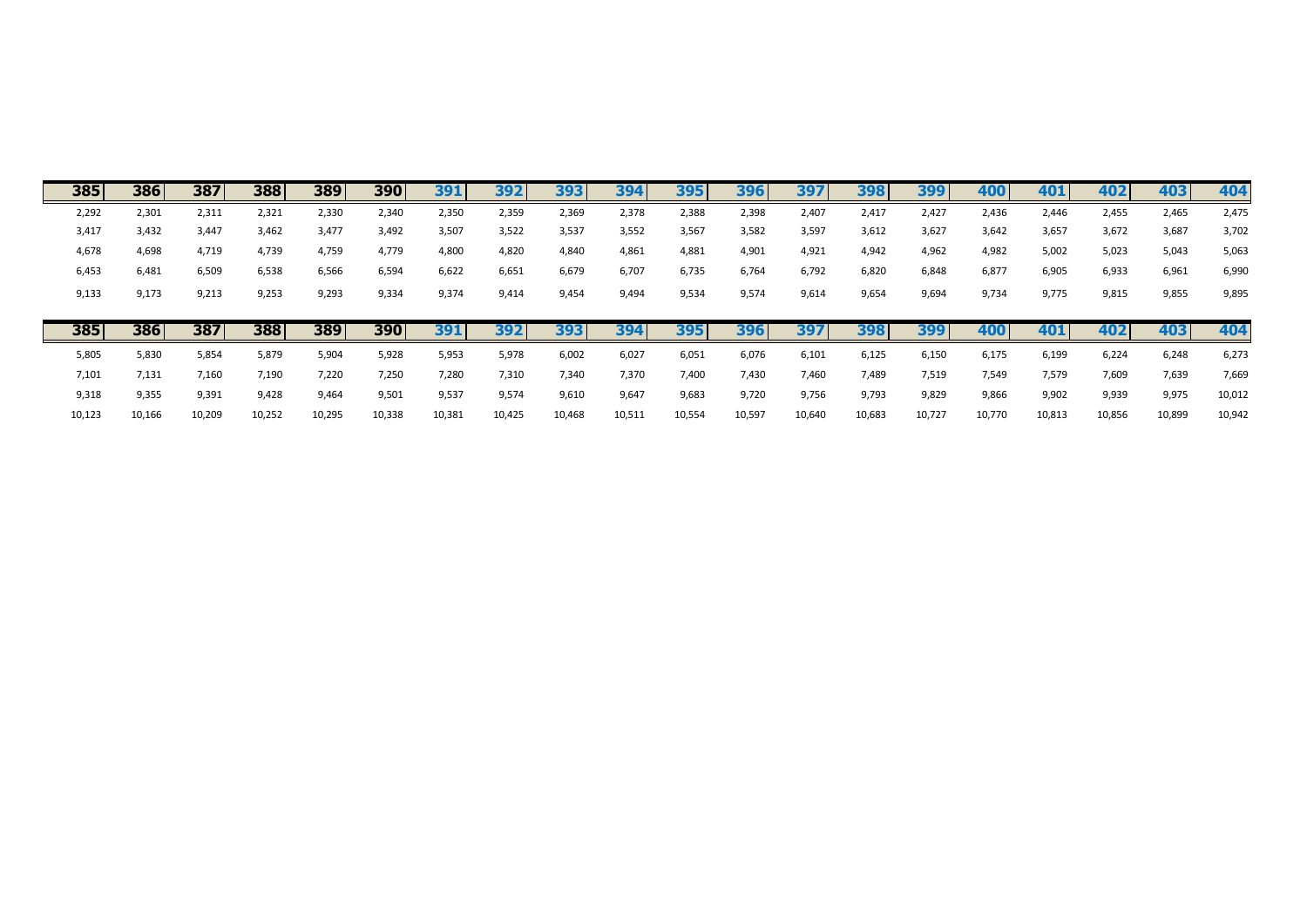| 385 | 386 | 387 | 388 | 389 | 390 | 391 | 392 | 393 | 394 | 395 | 396 | 397 | 398 | 399 | 400 | 401 | 402 | 403 | 404 |
|---|---|---|---|---|---|---|---|---|---|---|---|---|---|---|---|---|---|---|---|
| 2,292 | 2,301 | 2,311 | 2,321 | 2,330 | 2,340 | 2,350 | 2,359 | 2,369 | 2,378 | 2,388 | 2,398 | 2,407 | 2,417 | 2,427 | 2,436 | 2,446 | 2,455 | 2,465 | 2,475 |
| 3,417 | 3,432 | 3,447 | 3,462 | 3,477 | 3,492 | 3,507 | 3,522 | 3,537 | 3,552 | 3,567 | 3,582 | 3,597 | 3,612 | 3,627 | 3,642 | 3,657 | 3,672 | 3,687 | 3,702 |
| 4,678 | 4,698 | 4,719 | 4,739 | 4,759 | 4,779 | 4,800 | 4,820 | 4,840 | 4,861 | 4,881 | 4,901 | 4,921 | 4,942 | 4,962 | 4,982 | 5,002 | 5,023 | 5,043 | 5,063 |
| 6,453 | 6,481 | 6,509 | 6,538 | 6,566 | 6,594 | 6,622 | 6,651 | 6,679 | 6,707 | 6,735 | 6,764 | 6,792 | 6,820 | 6,848 | 6,877 | 6,905 | 6,933 | 6,961 | 6,990 |
| 9,133 | 9,173 | 9,213 | 9,253 | 9,293 | 9,334 | 9,374 | 9,414 | 9,454 | 9,494 | 9,534 | 9,574 | 9,614 | 9,654 | 9,694 | 9,734 | 9,775 | 9,815 | 9,855 | 9,895 |

| 385 | 386 | 387 | 388 | 389 | 390 | 391 | 392 | 393 | 394 | 395 | 396 | 397 | 398 | 399 | 400 | 401 | 402 | 403 | 404 |
|---|---|---|---|---|---|---|---|---|---|---|---|---|---|---|---|---|---|---|---|
| 5,805 | 5,830 | 5,854 | 5,879 | 5,904 | 5,928 | 5,953 | 5,978 | 6,002 | 6,027 | 6,051 | 6,076 | 6,101 | 6,125 | 6,150 | 6,175 | 6,199 | 6,224 | 6,248 | 6,273 |
| 7,101 | 7,131 | 7,160 | 7,190 | 7,220 | 7,250 | 7,280 | 7,310 | 7,340 | 7,370 | 7,400 | 7,430 | 7,460 | 7,489 | 7,519 | 7,549 | 7,579 | 7,609 | 7,639 | 7,669 |
| 9,318 | 9,355 | 9,391 | 9,428 | 9,464 | 9,501 | 9,537 | 9,574 | 9,610 | 9,647 | 9,683 | 9,720 | 9,756 | 9,793 | 9,829 | 9,866 | 9,902 | 9,939 | 9,975 | 10,012 |
| 10,123 | 10,166 | 10,209 | 10,252 | 10,295 | 10,338 | 10,381 | 10,425 | 10,468 | 10,511 | 10,554 | 10,597 | 10,640 | 10,683 | 10,727 | 10,770 | 10,813 | 10,856 | 10,899 | 10,942 |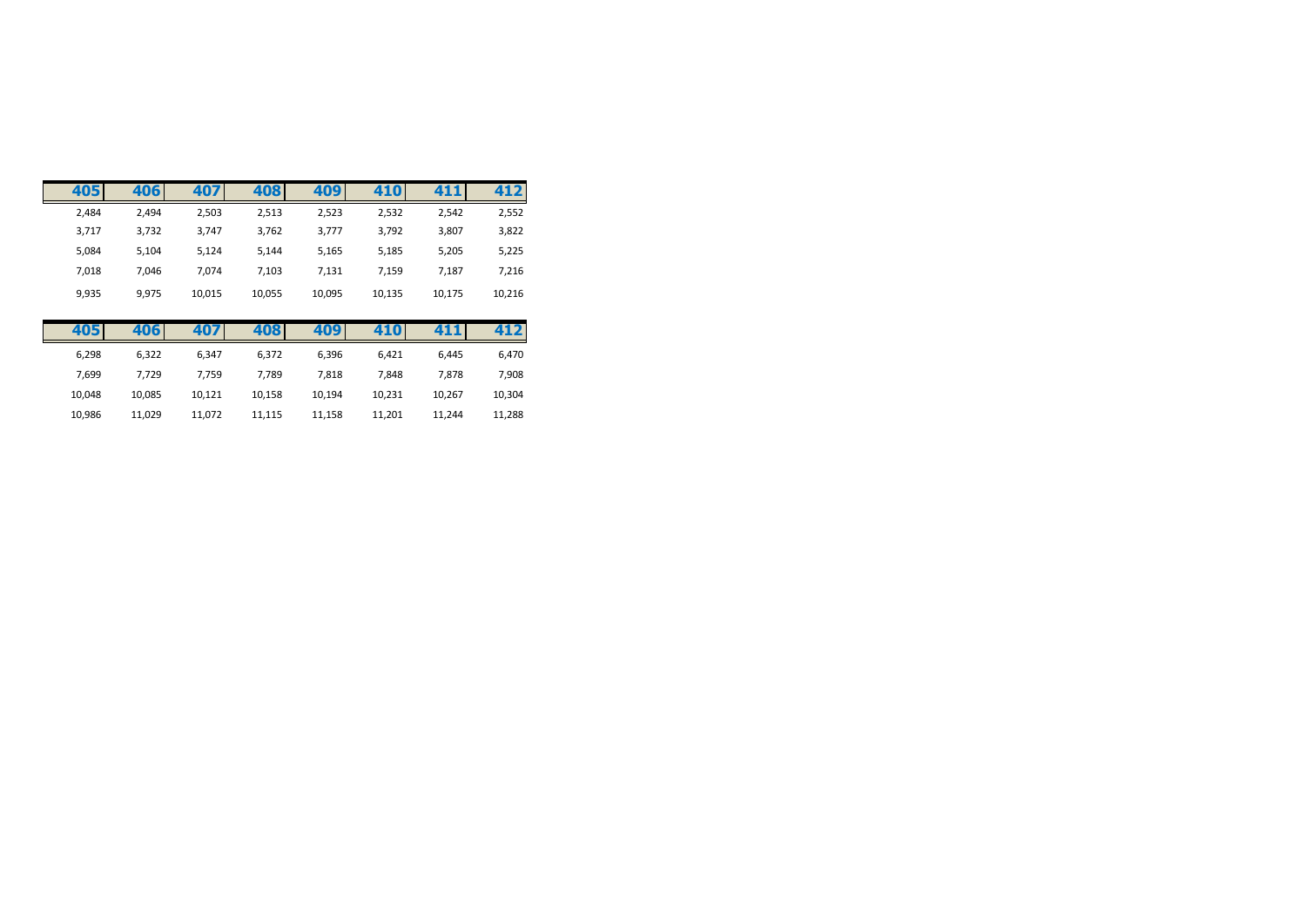| 405 | 406 | 407 | 408 | 409 | 410 | 411 | 412 |
|---|---|---|---|---|---|---|---|
| 2,484 | 2,494 | 2,503 | 2,513 | 2,523 | 2,532 | 2,542 | 2,552 |
| 3,717 | 3,732 | 3,747 | 3,762 | 3,777 | 3,792 | 3,807 | 3,822 |
| 5,084 | 5,104 | 5,124 | 5,144 | 5,165 | 5,185 | 5,205 | 5,225 |
| 7,018 | 7,046 | 7,074 | 7,103 | 7,131 | 7,159 | 7,187 | 7,216 |
| 9,935 | 9,975 | 10,015 | 10,055 | 10,095 | 10,135 | 10,175 | 10,216 |

| 405 | 406 | 407 | 408 | 409 | 410 | 411 | 412 |
|---|---|---|---|---|---|---|---|
| 6,298 | 6,322 | 6,347 | 6,372 | 6,396 | 6,421 | 6,445 | 6,470 |
| 7,699 | 7,729 | 7,759 | 7,789 | 7,818 | 7,848 | 7,878 | 7,908 |
| 10,048 | 10,085 | 10,121 | 10,158 | 10,194 | 10,231 | 10,267 | 10,304 |
| 10,986 | 11,029 | 11,072 | 11,115 | 11,158 | 11,201 | 11,244 | 11,288 |